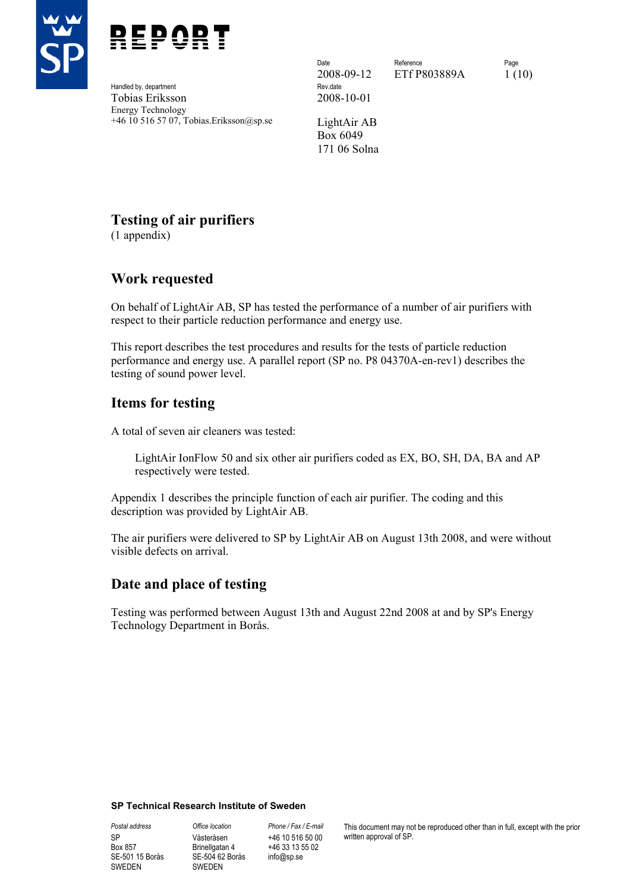# REPORT

Handled by, department
Tobias Eriksson
Energy Technology
+46 10 516 57 07, Tobias.Eriksson@sp.se

| Date | Reference | Page |
|---|---|---|
| 2008-09-12 | ETf P803889A | 1 (10) |
| Rev.date | | |
| 2008-10-01 | | |

LightAir AB
Box 6049
171 06 Solna

## Testing of air purifiers

(1 appendix)

## Work requested

On behalf of LightAir AB, SP has tested the performance of a number of air purifiers with respect to their particle reduction performance and energy use.

This report describes the test procedures and results for the tests of particle reduction performance and energy use. A parallel report (SP no. P8 04370A-en-rev1) describes the testing of sound power level.

## Items for testing

A total of seven air cleaners was tested:

> LightAir IonFlow 50 and six other air purifiers coded as EX, BO, SH, DA, BA and AP respectively were tested.

Appendix 1 describes the principle function of each air purifier. The coding and this description was provided by LightAir AB.

The air purifiers were delivered to SP by LightAir AB on August 13th 2008, and were without visible defects on arrival.

## Date and place of testing

Testing was performed between August 13th and August 22nd 2008 at and by SP's Energy Technology Department in Borås.

**SP Technical Research Institute of Sweden**

| Postal address | Office location | Phone / Fax / E-mail | |
|---|---|---|---|
| SP | Västeråsen | +46 10 516 50 00 | This document may not be reproduced other than in full, except with the prior written approval of SP. |
| Box 857 | Brinellgatan 4 | +46 33 13 55 02 | |
| SE-501 15 Borås | SE-504 62 Borås | info@sp.se | |
| SWEDEN | SWEDEN | | |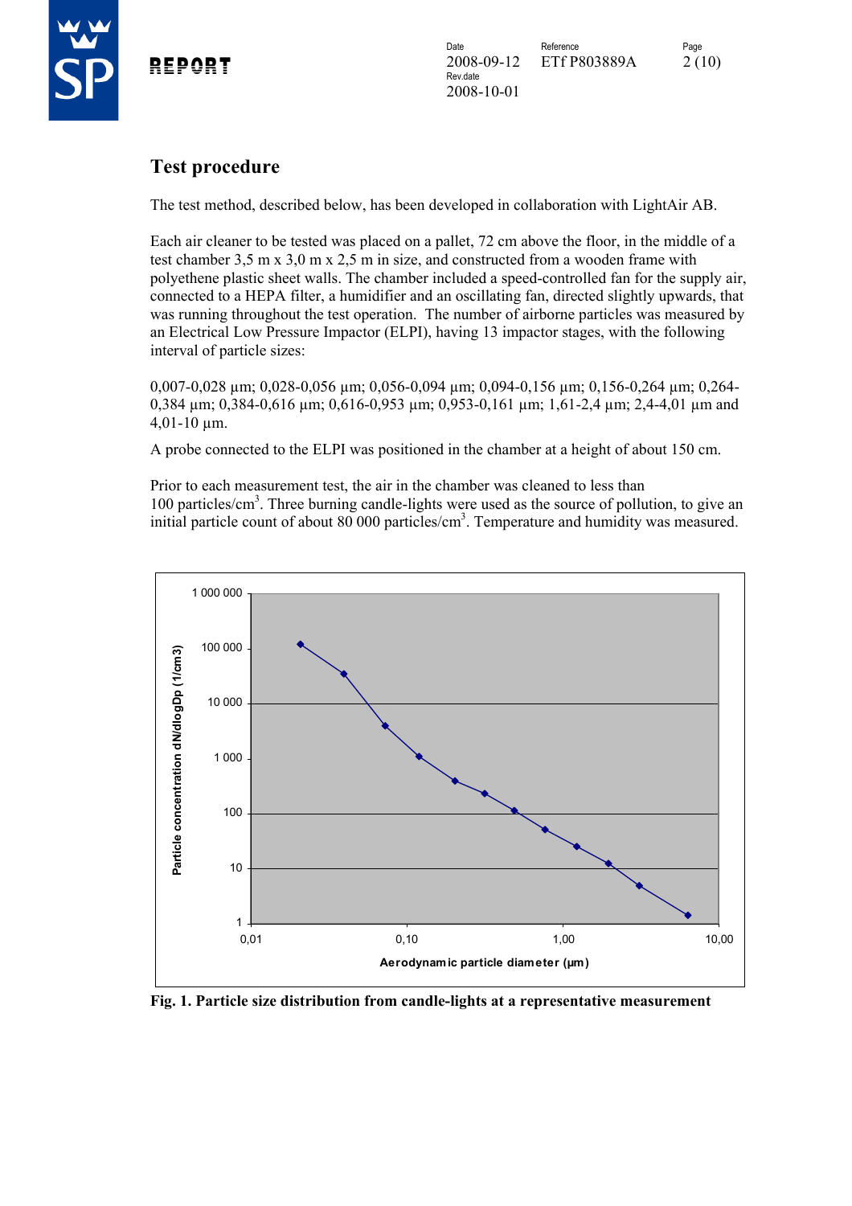# Test procedure

The test method, described below, has been developed in collaboration with LightAir AB.

Each air cleaner to be tested was placed on a pallet, 72 cm above the floor, in the middle of a test chamber 3,5 m x 3,0 m x 2,5 m in size, and constructed from a wooden frame with polyethene plastic sheet walls. The chamber included a speed-controlled fan for the supply air, connected to a HEPA filter, a humidifier and an oscillating fan, directed slightly upwards, that was running throughout the test operation. The number of airborne particles was measured by an Electrical Low Pressure Impactor (ELPI), having 13 impactor stages, with the following interval of particle sizes:

0,007-0,028 µm; 0,028-0,056 µm; 0,056-0,094 µm; 0,094-0,156 µm; 0,156-0,264 µm; 0,264-0,384 µm; 0,384-0,616 µm; 0,616-0,953 µm; 0,953-0,161 µm; 1,61-2,4 µm; 2,4-4,01 µm and 4,01-10 µm.

A probe connected to the ELPI was positioned in the chamber at a height of about 150 cm.

Prior to each measurement test, the air in the chamber was cleaned to less than 100 particles/cm$^3$. Three burning candle-lights were used as the source of pollution, to give an initial particle count of about 80 000 particles/cm$^3$. Temperature and humidity was measured.

**Fig. 1. Particle size distribution from candle-lights at a representative measurement**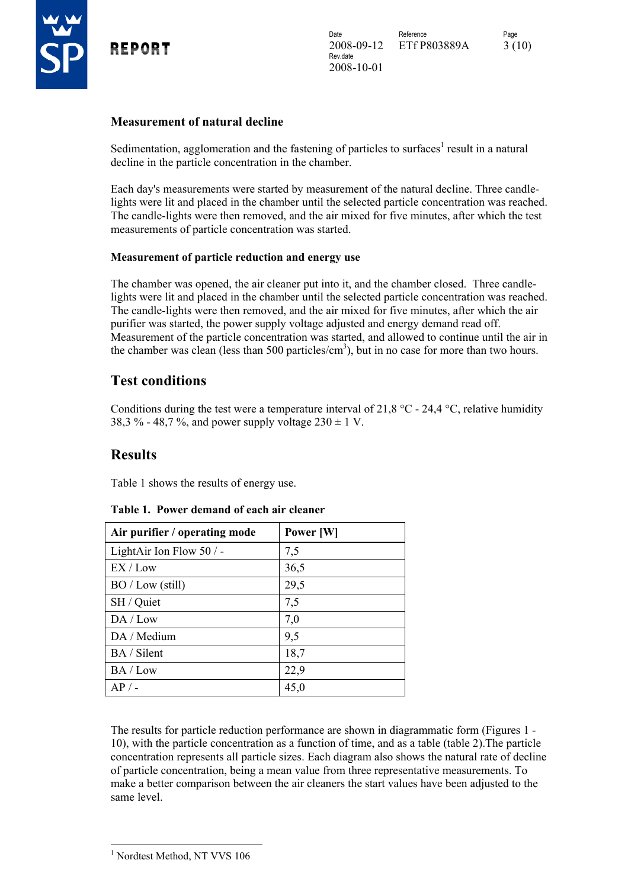### Measurement of natural decline

Sedimentation, agglomeration and the fastening of particles to surfaces[1] result in a natural decline in the particle concentration in the chamber.

Each day's measurements were started by measurement of the natural decline. Three candle-lights were lit and placed in the chamber until the selected particle concentration was reached. The candle-lights were then removed, and the air mixed for five minutes, after which the test measurements of particle concentration was started.

#### Measurement of particle reduction and energy use

The chamber was opened, the air cleaner put into it, and the chamber closed. Three candle-lights were lit and placed in the chamber until the selected particle concentration was reached. The candle-lights were then removed, and the air mixed for five minutes, after which the air purifier was started, the power supply voltage adjusted and energy demand read off. Measurement of the particle concentration was started, and allowed to continue until the air in the chamber was clean (less than 500 particles/$cm^3$), but in no case for more than two hours.

## Test conditions

Conditions during the test were a temperature interval of 21,8 °C - 24,4 °C, relative humidity 38,3 % - 48,7 %, and power supply voltage 230 ± 1 V.

## Results

Table 1 shows the results of energy use.

**Table 1. Power demand of each air cleaner**

| Air purifier / operating mode | Power [W] |
|---|---|
| LightAir Ion Flow 50 / - | 7,5 |
| EX / Low | 36,5 |
| BO / Low (still) | 29,5 |
| SH / Quiet | 7,5 |
| DA / Low | 7,0 |
| DA / Medium | 9,5 |
| BA / Silent | 18,7 |
| BA / Low | 22,9 |
| AP / - | 45,0 |

The results for particle reduction performance are shown in diagrammatic form (Figures 1 - 10), with the particle concentration as a function of time, and as a table (table 2).The particle concentration represents all particle sizes. Each diagram also shows the natural rate of decline of particle concentration, being a mean value from three representative measurements. To make a better comparison between the air cleaners the start values have been adjusted to the same level.

[1] Nordtest Method, NT VVS 106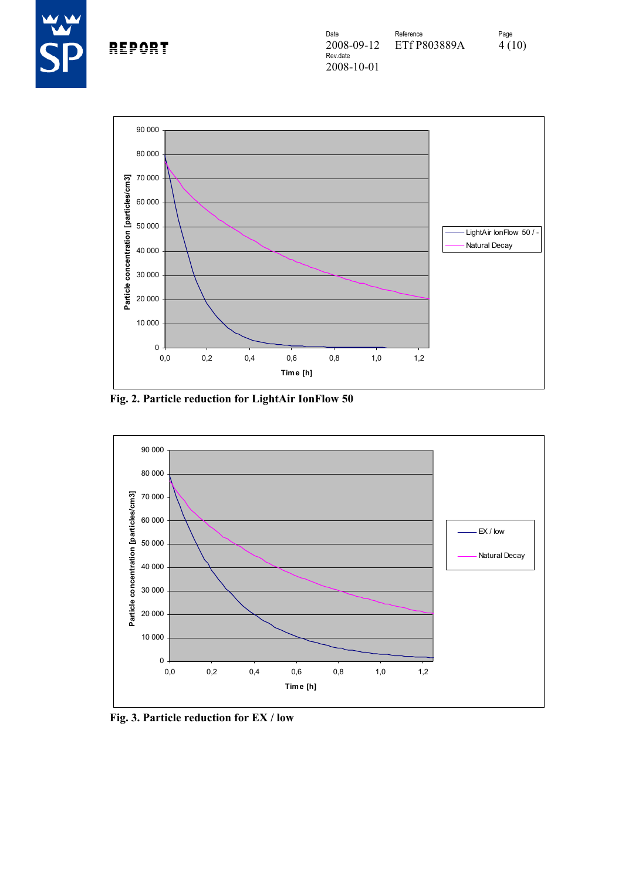Fig. 2. Particle reduction for LightAir IonFlow 50

Fig. 3. Particle reduction for EX / low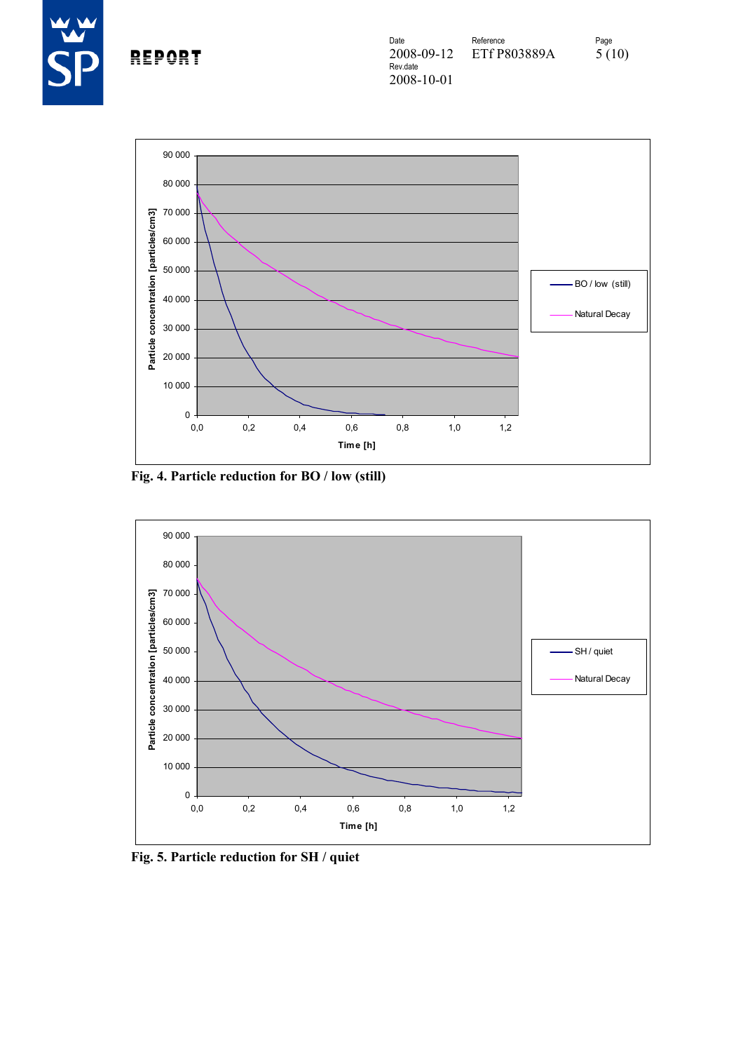Fig. 4. Particle reduction for BO / low (still)

Fig. 5. Particle reduction for SH / quiet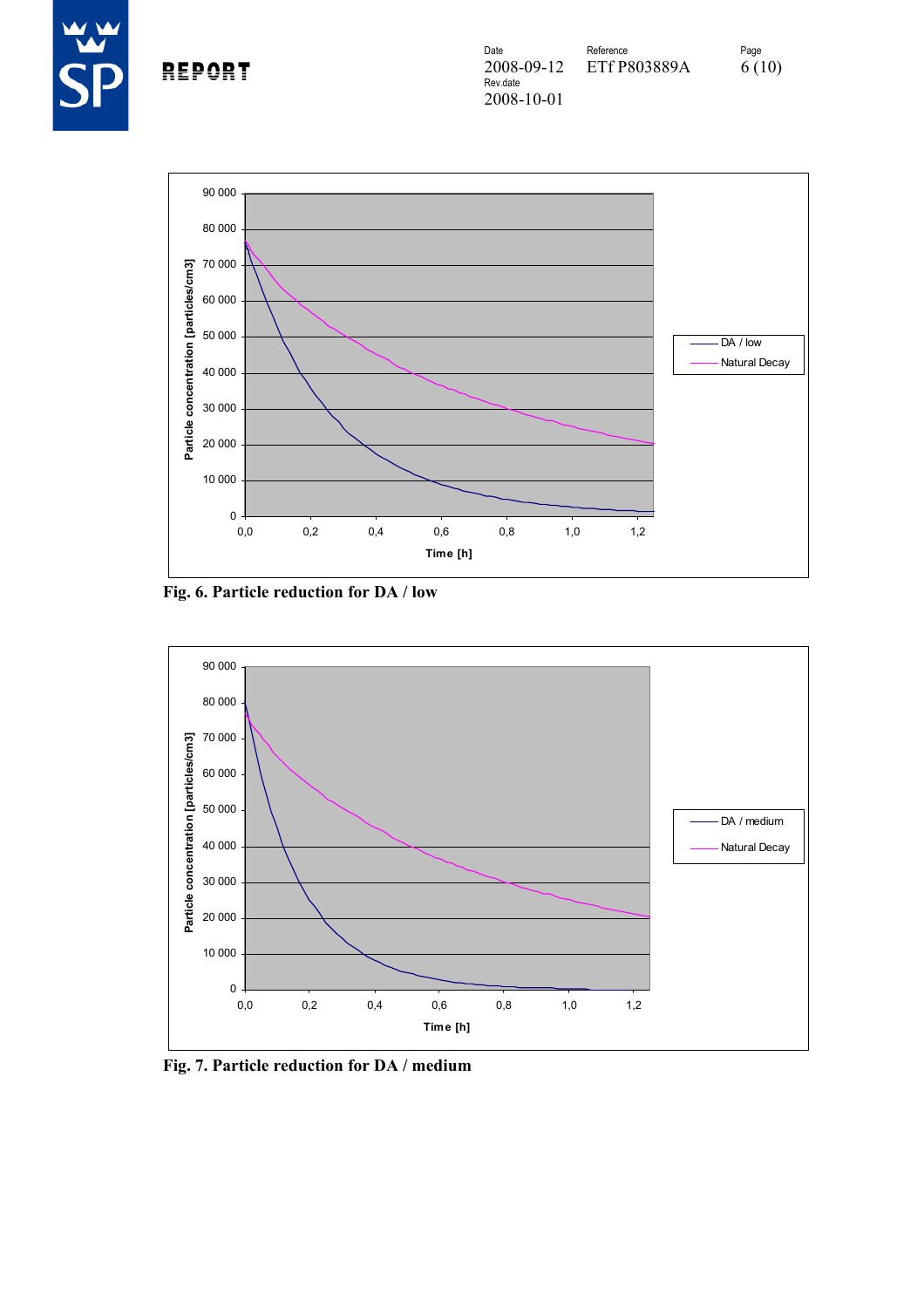Fig. 6. Particle reduction for DA / low

Fig. 7. Particle reduction for DA / medium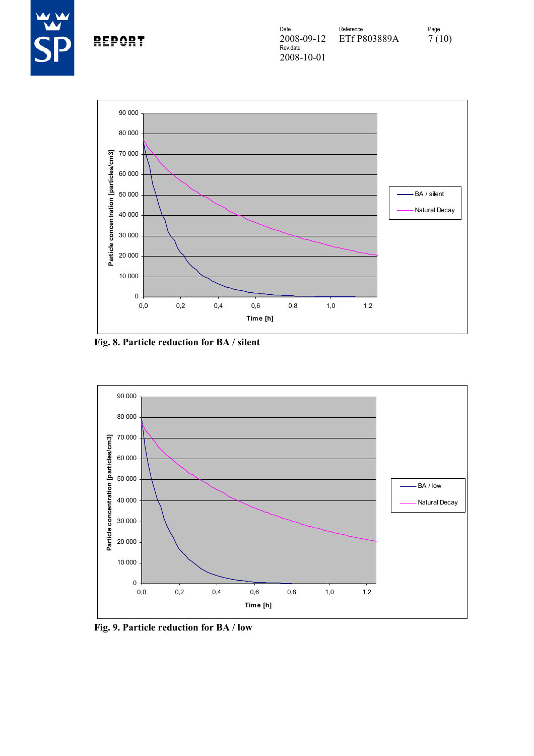Fig. 8. Particle reduction for BA / silent

Fig. 9. Particle reduction for BA / low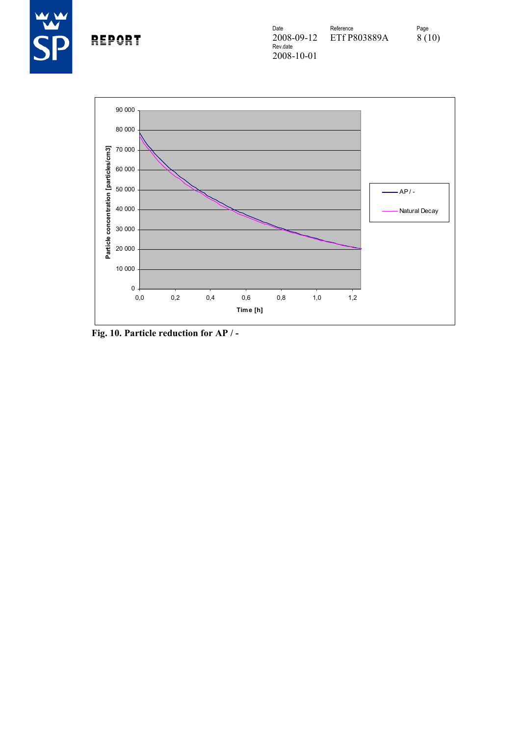Particle concentration [particles/cm3]

90 000
80 000
70 000
60 000
50 000
40 000
30 000
20 000
10 000
0

0,0 0,2 0,4 0,6 0,8 1,0 1,2

Time [h]

AP / -

Natural Decay

**Fig. 10. Particle reduction for AP / -**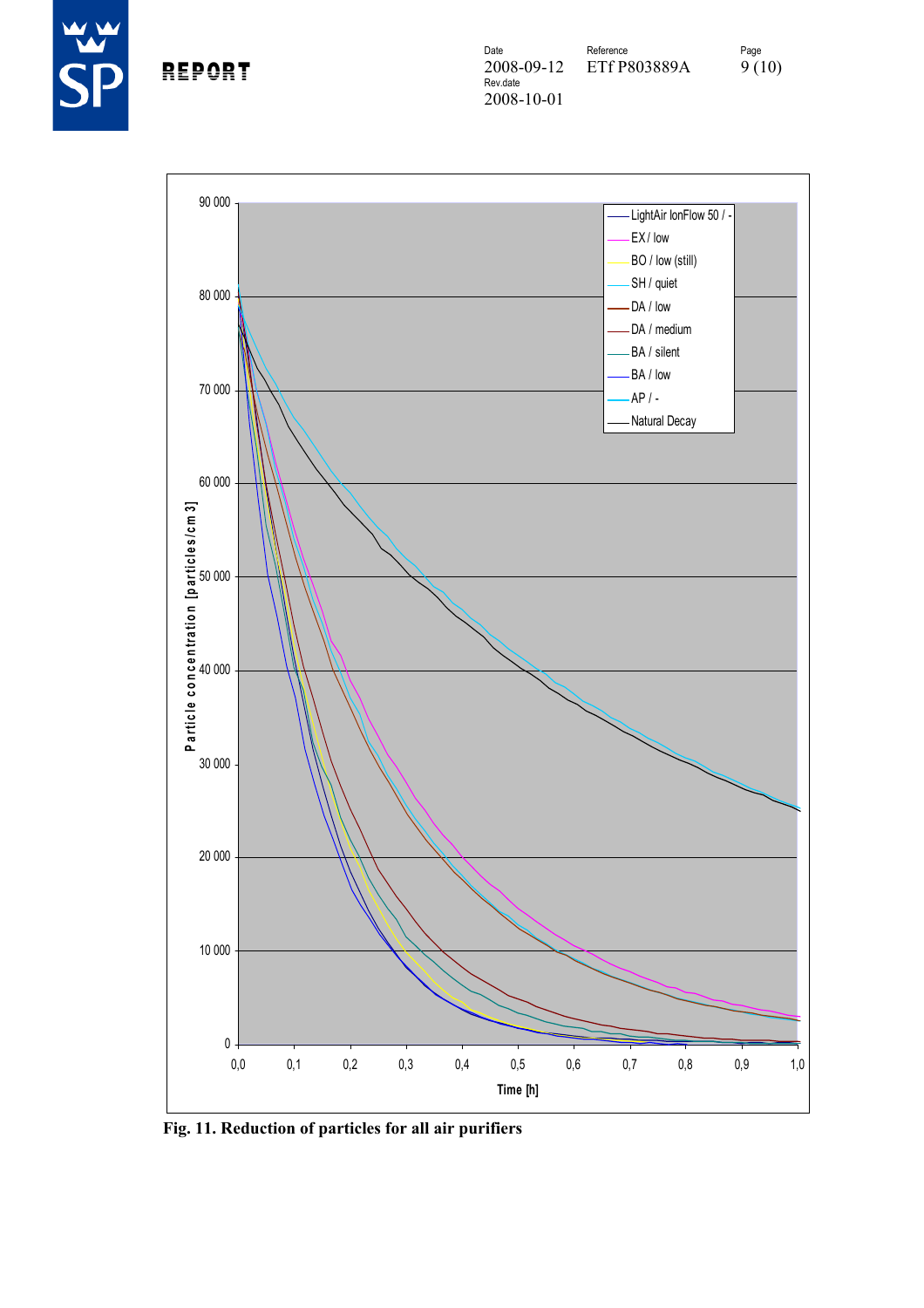Fig. 11. Reduction of particles for all air purifiers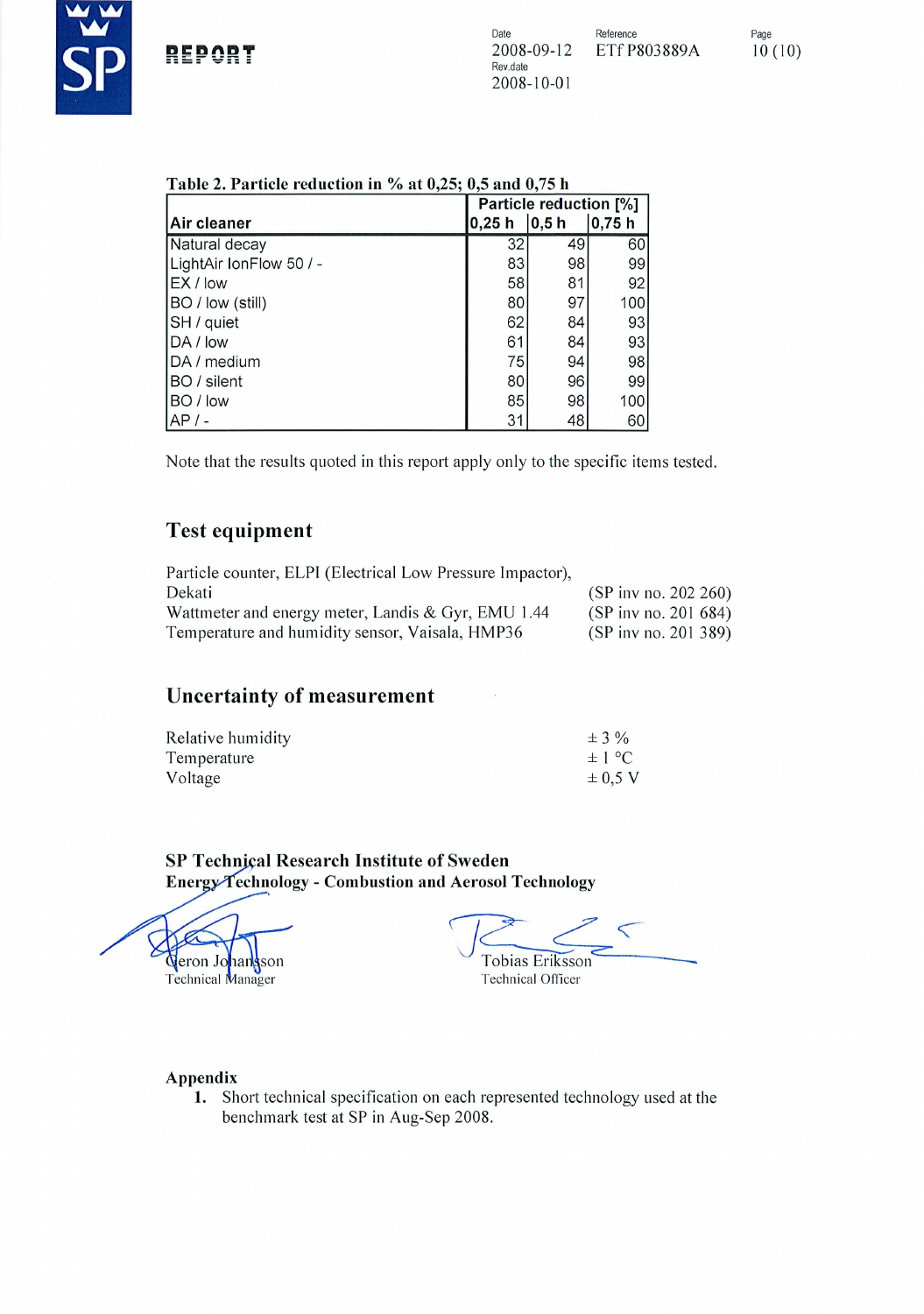**Table 2. Particle reduction in % at 0,25; 0,5 and 0,75 h**

| Air cleaner | Particle reduction [%] | | |
|---|---|---|---|
| | 0,25 h | 0,5 h | 0,75 h |
| Natural decay | 32 | 49 | 60 |
| LightAir IonFlow 50 / - | 83 | 98 | 99 |
| EX / low | 58 | 81 | 92 |
| BO / low (still) | 80 | 97 | 100 |
| SH / quiet | 62 | 84 | 93 |
| DA / low | 61 | 84 | 93 |
| DA / medium | 75 | 94 | 98 |
| BO / silent | 80 | 96 | 99 |
| BO / low | 85 | 98 | 100 |
| AP / - | 31 | 48 | 60 |

Note that the results quoted in this report apply only to the specific items tested.

## Test equipment

| | |
|---|---|
| Particle counter, ELPI (Electrical Low Pressure Impactor), Dekati | (SP inv no. 202 260) |
| Wattmeter and energy meter, Landis & Gyr, EMU 1.44 | (SP inv no. 201 684) |
| Temperature and humidity sensor, Vaisala, HMP36 | (SP inv no. 201 389) |

## Uncertainty of measurement

| | |
|---|---|
| Relative humidity | ± 3 % |
| Temperature | ± 1 °C |
| Voltage | ± 0,5 V |

**SP Technical Research Institute of Sweden**
**Energy Technology - Combustion and Aerosol Technology**

Jeron Johansson
Technical Manager

Tobias Eriksson
Technical Officer

**Appendix**

1. Short technical specification on each represented technology used at the benchmark test at SP in Aug-Sep 2008.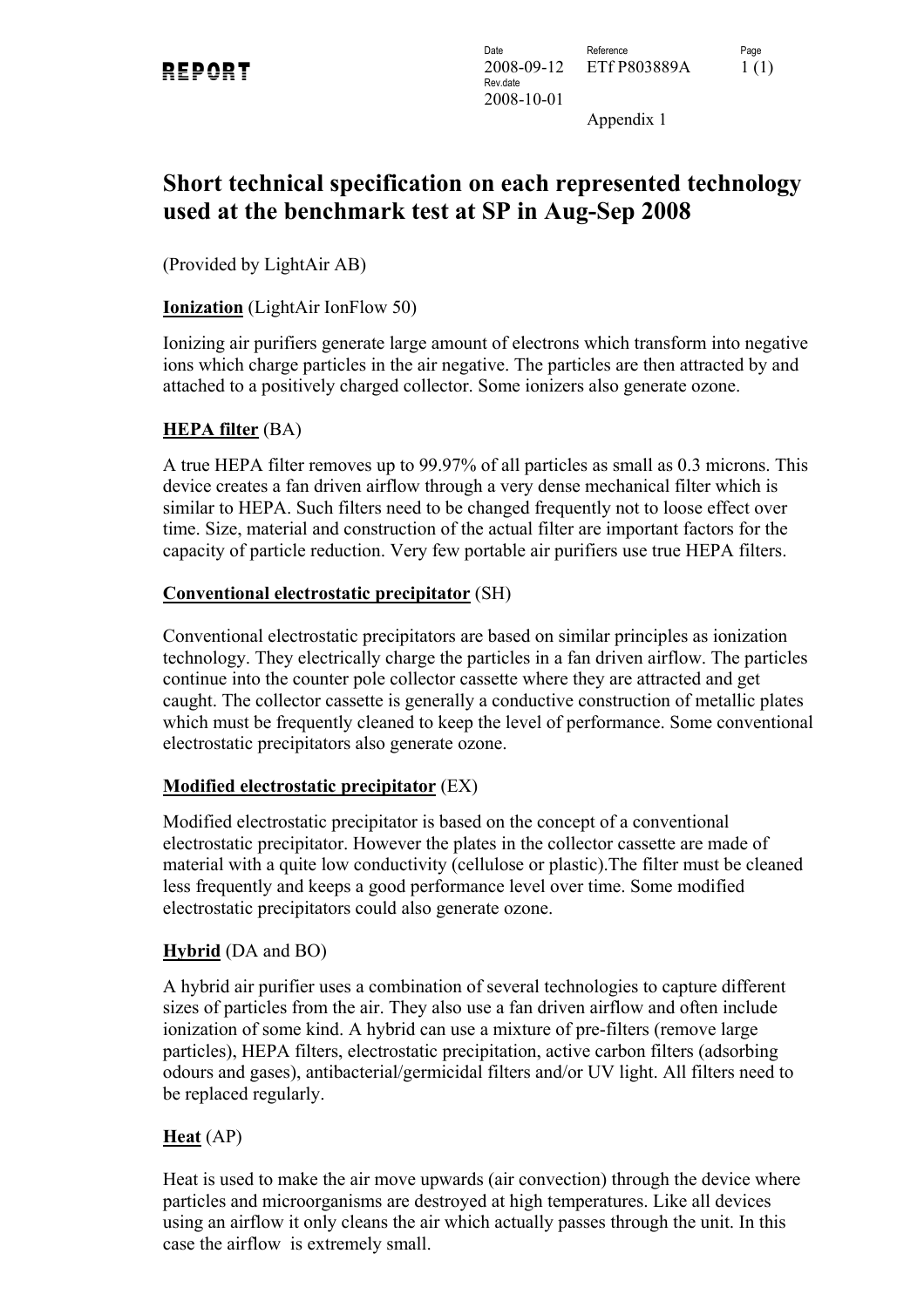Appendix 1

# Short technical specification on each represented technology used at the benchmark test at SP in Aug-Sep 2008

(Provided by LightAir AB)

**Ionization** (LightAir IonFlow 50)

Ionizing air purifiers generate large amount of electrons which transform into negative ions which charge particles in the air negative. The particles are then attracted by and attached to a positively charged collector. Some ionizers also generate ozone.

**HEPA filter** (BA)

A true HEPA filter removes up to 99.97% of all particles as small as 0.3 microns. This device creates a fan driven airflow through a very dense mechanical filter which is similar to HEPA. Such filters need to be changed frequently not to loose effect over time. Size, material and construction of the actual filter are important factors for the capacity of particle reduction. Very few portable air purifiers use true HEPA filters.

**Conventional electrostatic precipitator** (SH)

Conventional electrostatic precipitators are based on similar principles as ionization technology. They electrically charge the particles in a fan driven airflow. The particles continue into the counter pole collector cassette where they are attracted and get caught. The collector cassette is generally a conductive construction of metallic plates which must be frequently cleaned to keep the level of performance. Some conventional electrostatic precipitators also generate ozone.

**Modified electrostatic precipitator** (EX)

Modified electrostatic precipitator is based on the concept of a conventional electrostatic precipitator. However the plates in the collector cassette are made of material with a quite low conductivity (cellulose or plastic).The filter must be cleaned less frequently and keeps a good performance level over time. Some modified electrostatic precipitators could also generate ozone.

**Hybrid** (DA and BO)

A hybrid air purifier uses a combination of several technologies to capture different sizes of particles from the air. They also use a fan driven airflow and often include ionization of some kind. A hybrid can use a mixture of pre-filters (remove large particles), HEPA filters, electrostatic precipitation, active carbon filters (adsorbing odours and gases), antibacterial/germicidal filters and/or UV light. All filters need to be replaced regularly.

**Heat** (AP)

Heat is used to make the air move upwards (air convection) through the device where particles and microorganisms are destroyed at high temperatures. Like all devices using an airflow it only cleans the air which actually passes through the unit. In this case the airflow is extremely small.